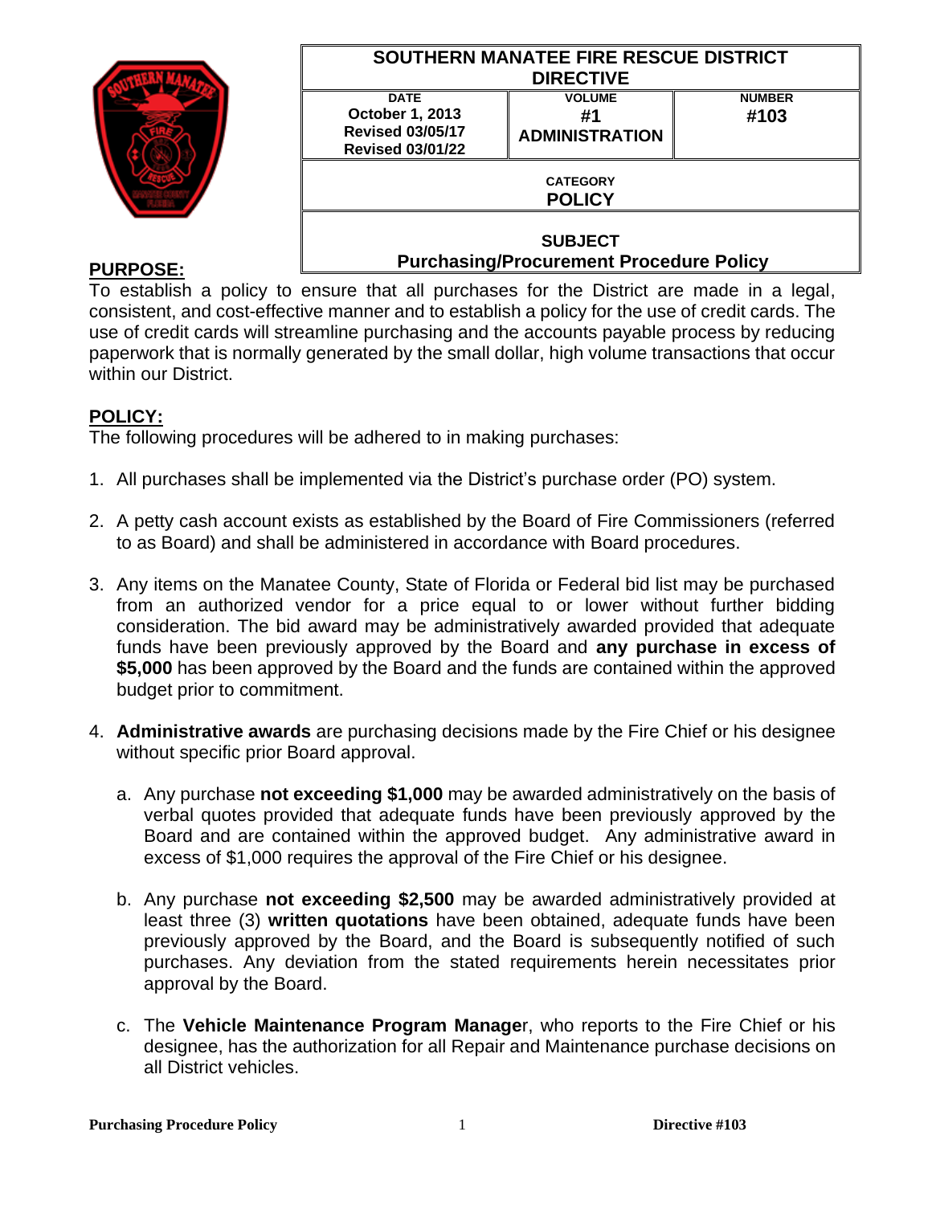| SOUTHERN MANATEE FIRE RESCUE DISTRICT DIRECTIVE | | |
|---|---|---|
| DATE<br>October 1, 2013<br>Revised 03/05/17<br>Revised 03/01/22 | VOLUME<br>#1<br>ADMINISTRATION | NUMBER<br>#103 |
| CATEGORY<br>POLICY | | |
| SUBJECT<br>Purchasing/Procurement Procedure Policy | | |

## PURPOSE:

To establish a policy to ensure that all purchases for the District are made in a legal, consistent, and cost-effective manner and to establish a policy for the use of credit cards. The use of credit cards will streamline purchasing and the accounts payable process by reducing paperwork that is normally generated by the small dollar, high volume transactions that occur within our District.

## POLICY:

The following procedures will be adhered to in making purchases:

1. All purchases shall be implemented via the District's purchase order (PO) system.

2. A petty cash account exists as established by the Board of Fire Commissioners (referred to as Board) and shall be administered in accordance with Board procedures.

3. Any items on the Manatee County, State of Florida or Federal bid list may be purchased from an authorized vendor for a price equal to or lower without further bidding consideration. The bid award may be administratively awarded provided that adequate funds have been previously approved by the Board and **any purchase in excess of $5,000** has been approved by the Board and the funds are contained within the approved budget prior to commitment.

4. **Administrative awards** are purchasing decisions made by the Fire Chief or his designee without specific prior Board approval.

   a. Any purchase **not exceeding $1,000** may be awarded administratively on the basis of verbal quotes provided that adequate funds have been previously approved by the Board and are contained within the approved budget. Any administrative award in excess of $1,000 requires the approval of the Fire Chief or his designee.

   b. Any purchase **not exceeding $2,500** may be awarded administratively provided at least three (3) **written quotations** have been obtained, adequate funds have been previously approved by the Board, and the Board is subsequently notified of such purchases. Any deviation from the stated requirements herein necessitates prior approval by the Board.

   c. The **Vehicle Maintenance Program Manage**r, who reports to the Fire Chief or his designee, has the authorization for all Repair and Maintenance purchase decisions on all District vehicles.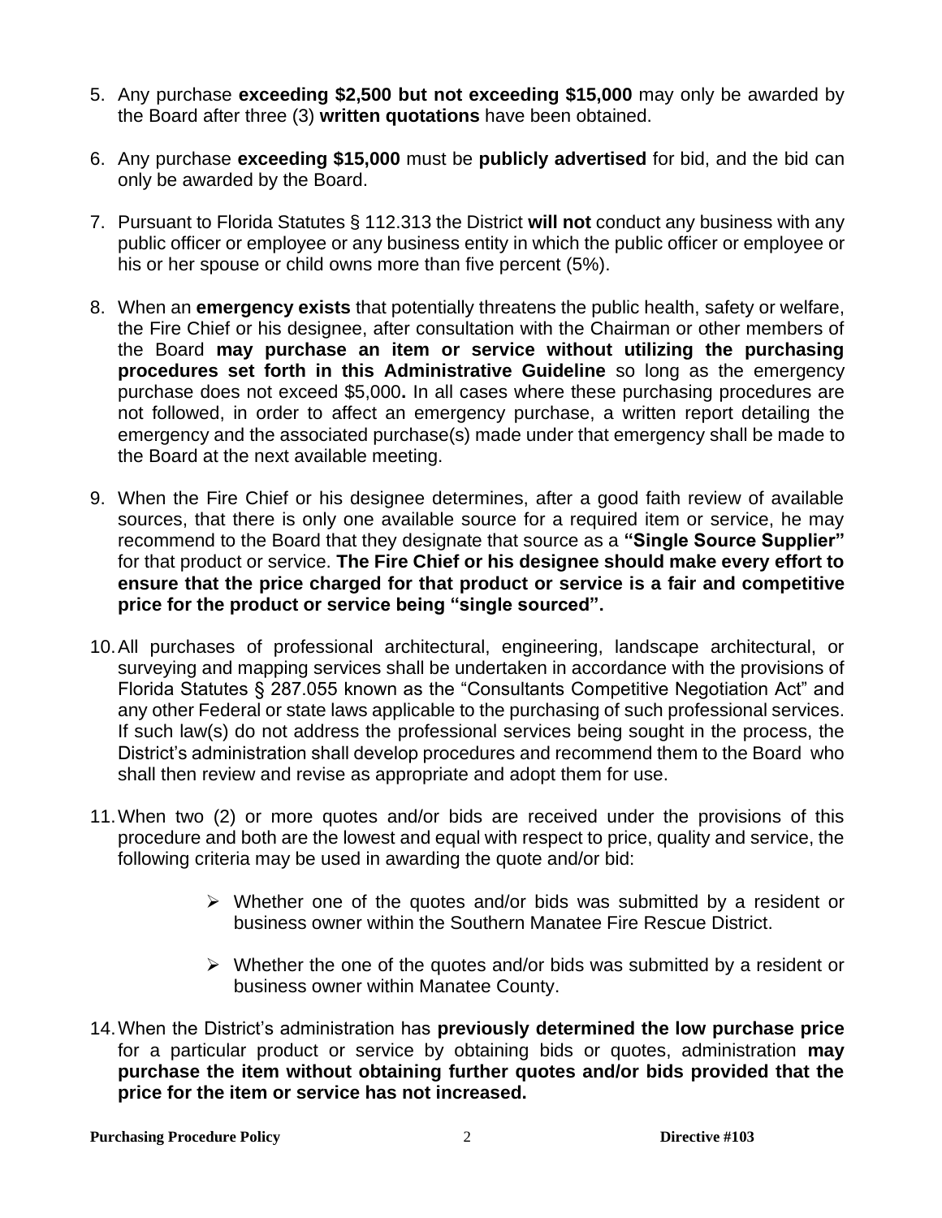5. Any purchase **exceeding $2,500 but not exceeding $15,000** may only be awarded by the Board after three (3) **written quotations** have been obtained.

6. Any purchase **exceeding $15,000** must be **publicly advertised** for bid, and the bid can only be awarded by the Board.

7. Pursuant to Florida Statutes § 112.313 the District **will not** conduct any business with any public officer or employee or any business entity in which the public officer or employee or his or her spouse or child owns more than five percent (5%).

8. When an **emergency exists** that potentially threatens the public health, safety or welfare, the Fire Chief or his designee, after consultation with the Chairman or other members of the Board **may purchase an item or service without utilizing the purchasing procedures set forth in this Administrative Guideline** so long as the emergency purchase does not exceed $5,000**.** In all cases where these purchasing procedures are not followed, in order to affect an emergency purchase, a written report detailing the emergency and the associated purchase(s) made under that emergency shall be made to the Board at the next available meeting.

9. When the Fire Chief or his designee determines, after a good faith review of available sources, that there is only one available source for a required item or service, he may recommend to the Board that they designate that source as a **"Single Source Supplier"** for that product or service. **The Fire Chief or his designee should make every effort to ensure that the price charged for that product or service is a fair and competitive price for the product or service being "single sourced".**

10. All purchases of professional architectural, engineering, landscape architectural, or surveying and mapping services shall be undertaken in accordance with the provisions of Florida Statutes § 287.055 known as the "Consultants Competitive Negotiation Act" and any other Federal or state laws applicable to the purchasing of such professional services. If such law(s) do not address the professional services being sought in the process, the District's administration shall develop procedures and recommend them to the Board who shall then review and revise as appropriate and adopt them for use.

11. When two (2) or more quotes and/or bids are received under the provisions of this procedure and both are the lowest and equal with respect to price, quality and service, the following criteria may be used in awarding the quote and/or bid:

    - Whether one of the quotes and/or bids was submitted by a resident or business owner within the Southern Manatee Fire Rescue District.

    - Whether the one of the quotes and/or bids was submitted by a resident or business owner within Manatee County.

14. When the District's administration has **previously determined the low purchase price** for a particular product or service by obtaining bids or quotes, administration **may purchase the item without obtaining further quotes and/or bids provided that the price for the item or service has not increased.**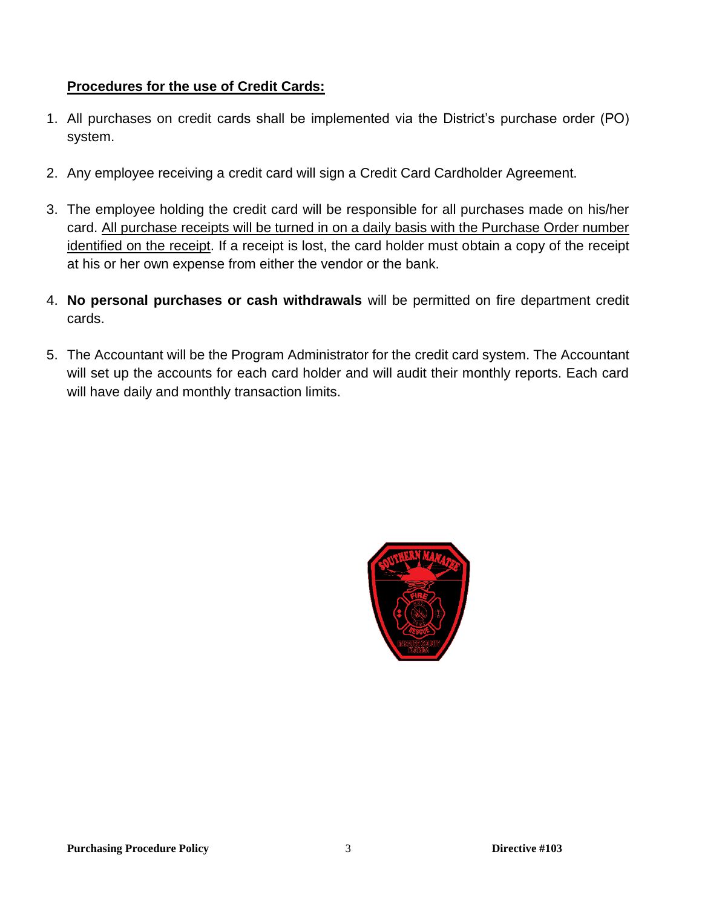**<u>Procedures for the use of Credit Cards:</u>**

1. All purchases on credit cards shall be implemented via the District's purchase order (PO) system.

2. Any employee receiving a credit card will sign a Credit Card Cardholder Agreement.

3. The employee holding the credit card will be responsible for all purchases made on his/her card. <u>All purchase receipts will be turned in on a daily basis with the Purchase Order number identified on the receipt</u>. If a receipt is lost, the card holder must obtain a copy of the receipt at his or her own expense from either the vendor or the bank.

4. **No personal purchases or cash withdrawals** will be permitted on fire department credit cards.

5. The Accountant will be the Program Administrator for the credit card system. The Accountant will set up the accounts for each card holder and will audit their monthly reports. Each card will have daily and monthly transaction limits.